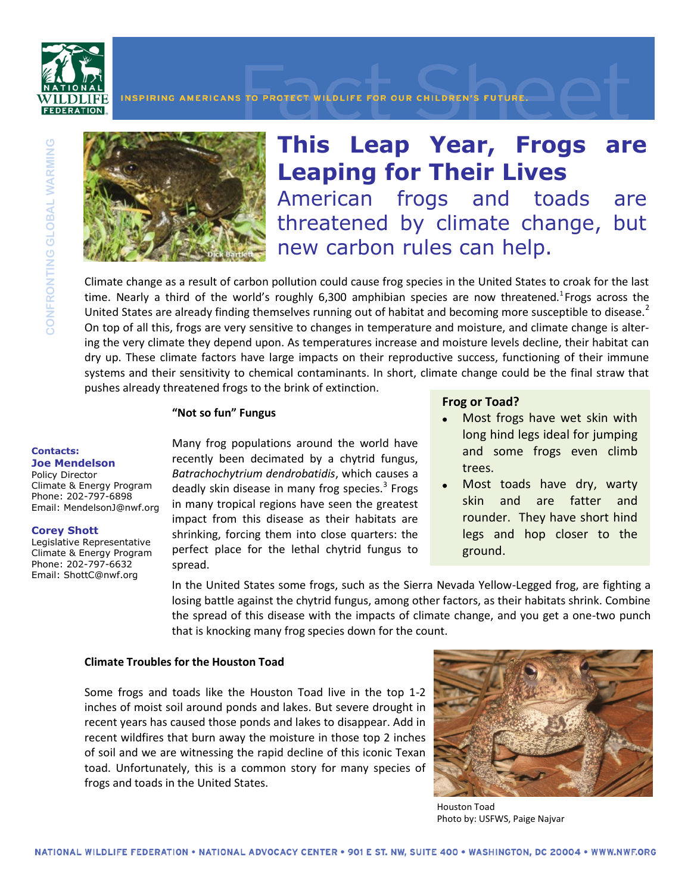NATIONAL WILDLIFE FEDERATION

INSPIRING AMERICANS TO PROTECT WILDLIFE FOR OUR CHILDREN'S FUTURE.

Fact Sheet

CONFRONTING GLOBAL WARMING

# This Leap Year, Frogs are Leaping for Their Lives

American frogs and toads are threatened by climate change, but new carbon rules can help.

Dick Bartlett

Climate change as a result of carbon pollution could cause frog species in the United States to croak for the last time. Nearly a third of the world's roughly 6,300 amphibian species are now threatened.[1] Frogs across the United States are already finding themselves running out of habitat and becoming more susceptible to disease.[2] On top of all this, frogs are very sensitive to changes in temperature and moisture, and climate change is altering the very climate they depend upon. As temperatures increase and moisture levels decline, their habitat can dry up. These climate factors have large impacts on their reproductive success, functioning of their immune systems and their sensitivity to chemical contaminants. In short, climate change could be the final straw that pushes already threatened frogs to the brink of extinction.

### "Not so fun" Fungus

Many frog populations around the world have recently been decimated by a chytrid fungus, *Batrachochytrium dendrobatidis*, which causes a deadly skin disease in many frog species.[3] Frogs in many tropical regions have seen the greatest impact from this disease as their habitats are shrinking, forcing them into close quarters: the perfect place for the lethal chytrid fungus to spread.

In the United States some frogs, such as the Sierra Nevada Yellow-Legged frog, are fighting a losing battle against the chytrid fungus, among other factors, as their habitats shrink. Combine the spread of this disease with the impacts of climate change, and you get a one-two punch that is knocking many frog species down for the count.

**Frog or Toad?**

- Most frogs have wet skin with long hind legs ideal for jumping and some frogs even climb trees.
- Most toads have dry, warty skin and are fatter and rounder. They have short hind legs and hop closer to the ground.

**Contacts:**

**Joe Mendelson**
Policy Director
Climate & Energy Program
Phone: 202-797-6898
Email: MendelsonJ@nwf.org

**Corey Shott**
Legislative Representative
Climate & Energy Program
Phone: 202-797-6632
Email: ShottC@nwf.org

### Climate Troubles for the Houston Toad

Some frogs and toads like the Houston Toad live in the top 1-2 inches of moist soil around ponds and lakes. But severe drought in recent years has caused those ponds and lakes to disappear. Add in recent wildfires that burn away the moisture in those top 2 inches of soil and we are witnessing the rapid decline of this iconic Texan toad. Unfortunately, this is a common story for many species of frogs and toads in the United States.

Houston Toad
Photo by: USFWS, Paige Najvar

NATIONAL WILDLIFE FEDERATION • NATIONAL ADVOCACY CENTER • 901 E ST. NW, SUITE 400 • WASHINGTON, DC 20004 • WWW.NWF.ORG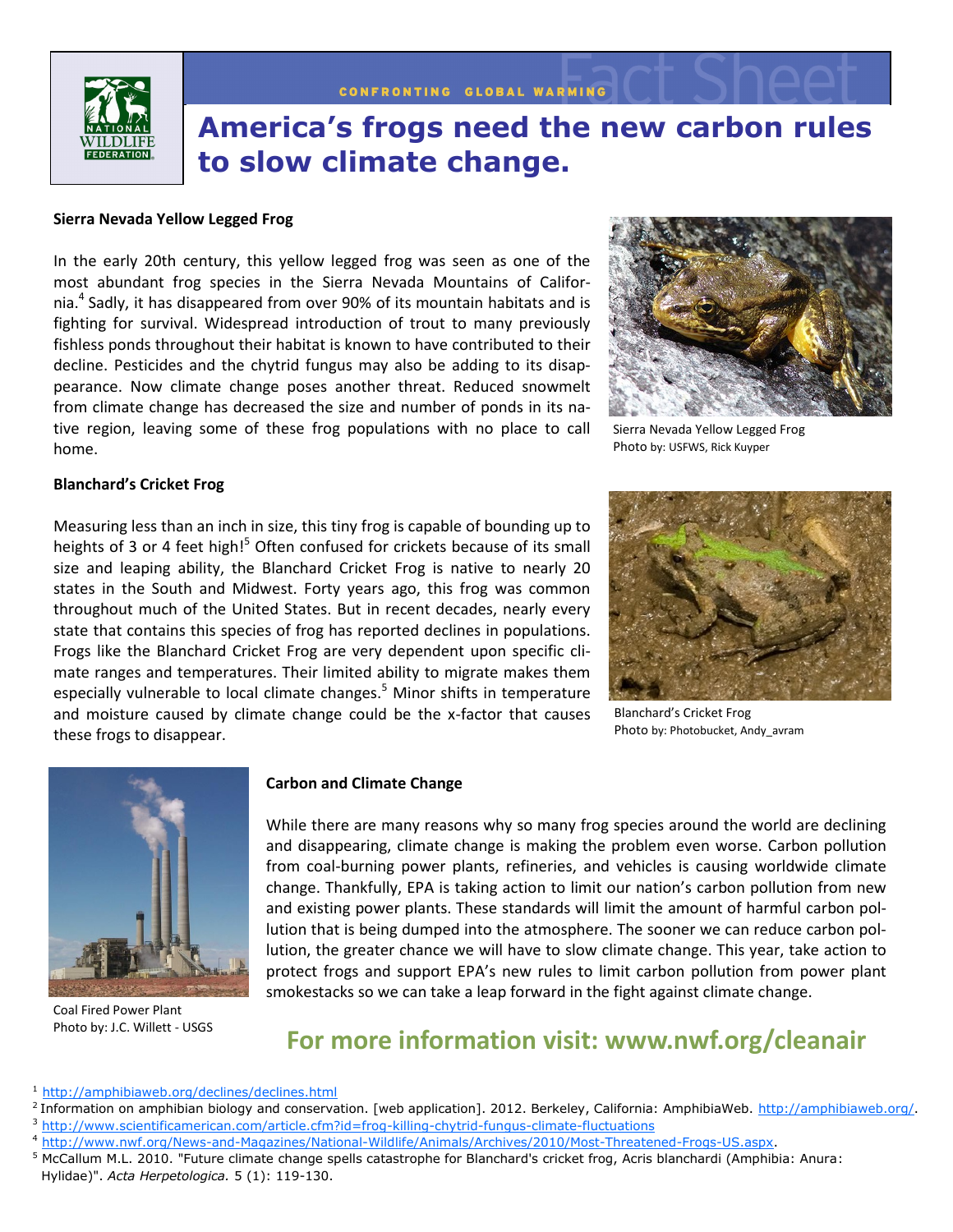CONFRONTING GLOBAL WARMING Fact Sheet

# America's frogs need the new carbon rules to slow climate change.

### Sierra Nevada Yellow Legged Frog

In the early 20th century, this yellow legged frog was seen as one of the most abundant frog species in the Sierra Nevada Mountains of California.[4] Sadly, it has disappeared from over 90% of its mountain habitats and is fighting for survival. Widespread introduction of trout to many previously fishless ponds throughout their habitat is known to have contributed to their decline. Pesticides and the chytrid fungus may also be adding to its disappearance. Now climate change poses another threat. Reduced snowmelt from climate change has decreased the size and number of ponds in its native region, leaving some of these frog populations with no place to call home.

Sierra Nevada Yellow Legged Frog
Photo by: USFWS, Rick Kuyper

### Blanchard's Cricket Frog

Measuring less than an inch in size, this tiny frog is capable of bounding up to heights of 3 or 4 feet high![5] Often confused for crickets because of its small size and leaping ability, the Blanchard Cricket Frog is native to nearly 20 states in the South and Midwest. Forty years ago, this frog was common throughout much of the United States. But in recent decades, nearly every state that contains this species of frog has reported declines in populations. Frogs like the Blanchard Cricket Frog are very dependent upon specific climate ranges and temperatures. Their limited ability to migrate makes them especially vulnerable to local climate changes.[5] Minor shifts in temperature and moisture caused by climate change could be the x-factor that causes these frogs to disappear.

Blanchard's Cricket Frog
Photo by: Photobucket, Andy_avram

### Carbon and Climate Change

While there are many reasons why so many frog species around the world are declining and disappearing, climate change is making the problem even worse. Carbon pollution from coal-burning power plants, refineries, and vehicles is causing worldwide climate change. Thankfully, EPA is taking action to limit our nation's carbon pollution from new and existing power plants. These standards will limit the amount of harmful carbon pollution that is being dumped into the atmosphere. The sooner we can reduce carbon pollution, the greater chance we will have to slow climate change. This year, take action to protect frogs and support EPA's new rules to limit carbon pollution from power plant smokestacks so we can take a leap forward in the fight against climate change.

Coal Fired Power Plant
Photo by: J.C. Willett - USGS

## For more information visit: www.nwf.org/cleanair

[1] http://amphibiaweb.org/declines/declines.html
[2] Information on amphibian biology and conservation. [web application]. 2012. Berkeley, California: AmphibiaWeb. http://amphibiaweb.org/.
[3] http://www.scientificamerican.com/article.cfm?id=frog-killing-chytrid-fungus-climate-fluctuations
[4] http://www.nwf.org/News-and-Magazines/National-Wildlife/Animals/Archives/2010/Most-Threatened-Frogs-US.aspx.
[5] McCallum M.L. 2010. "Future climate change spells catastrophe for Blanchard's cricket frog, Acris blanchardi (Amphibia: Anura: Hylidae)". *Acta Herpetologica.* 5 (1): 119-130.